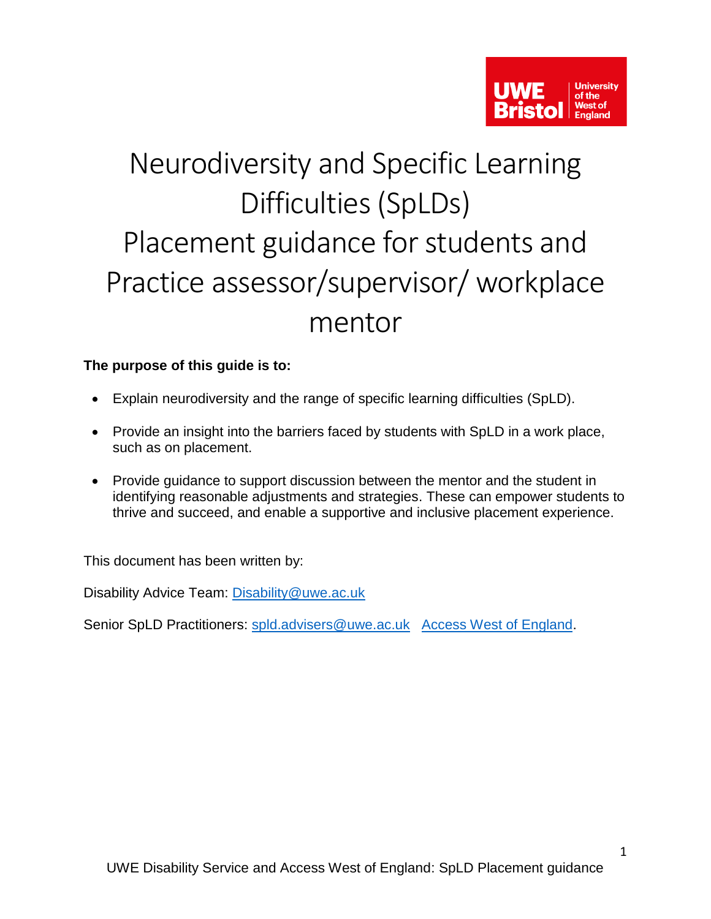# Neurodiversity and Specific Learning Difficulties (SpLDs)
# Placement guidance for students and Practice assessor/supervisor/ workplace mentor

**The purpose of this guide is to:**

- Explain neurodiversity and the range of specific learning difficulties (SpLD).
- Provide an insight into the barriers faced by students with SpLD in a work place, such as on placement.
- Provide guidance to support discussion between the mentor and the student in identifying reasonable adjustments and strategies. These can empower students to thrive and succeed, and enable a supportive and inclusive placement experience.

This document has been written by:

Disability Advice Team: Disability@uwe.ac.uk

Senior SpLD Practitioners: spld.advisers@uwe.ac.uk   Access West of England.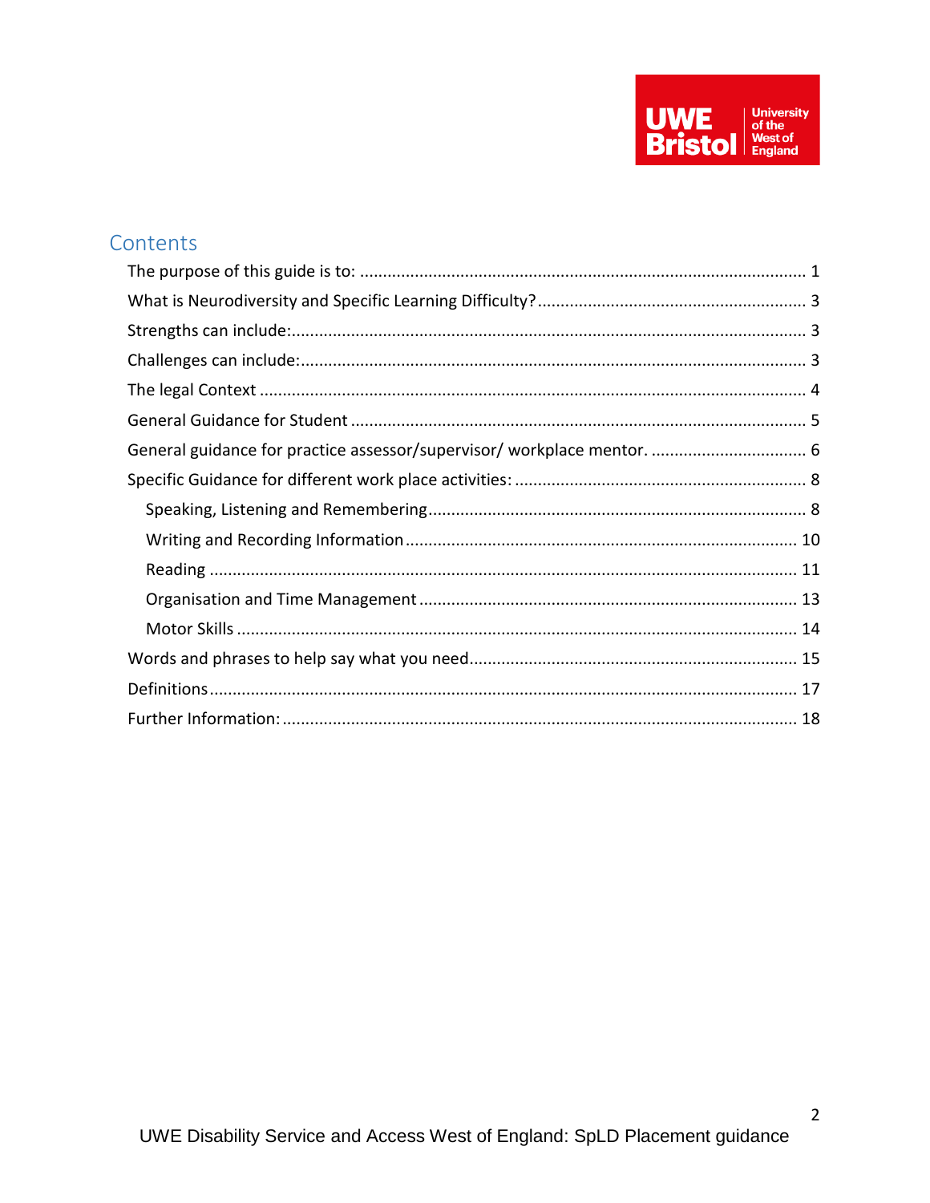## Contents

- The purpose of this guide is to: ... 1
- What is Neurodiversity and Specific Learning Difficulty? ... 3
- Strengths can include: ... 3
- Challenges can include: ... 3
- The legal Context ... 4
- General Guidance for Student ... 5
- General guidance for practice assessor/supervisor/ workplace mentor. ... 6
- Specific Guidance for different work place activities: ... 8
  - Speaking, Listening and Remembering ... 8
  - Writing and Recording Information ... 10
  - Reading ... 11
  - Organisation and Time Management ... 13
  - Motor Skills ... 14
- Words and phrases to help say what you need ... 15
- Definitions ... 17
- Further Information: ... 18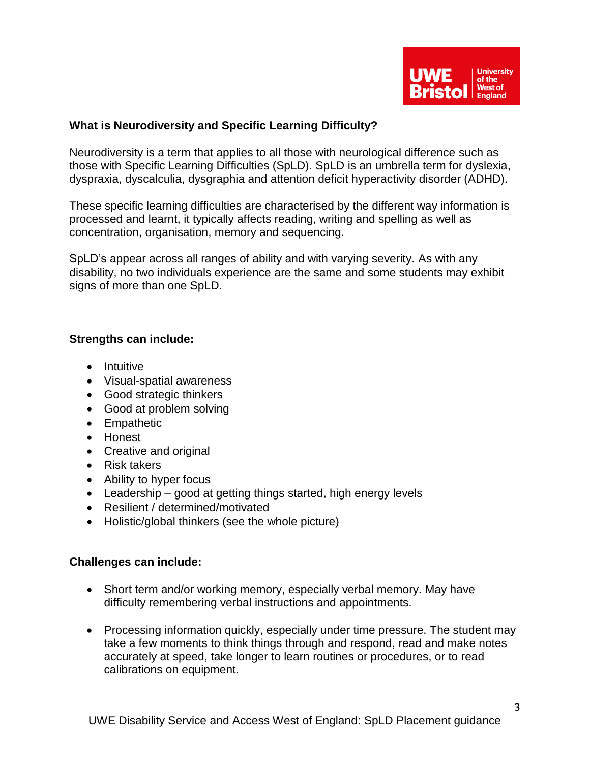**What is Neurodiversity and Specific Learning Difficulty?**

Neurodiversity is a term that applies to all those with neurological difference such as those with Specific Learning Difficulties (SpLD). SpLD is an umbrella term for dyslexia, dyspraxia, dyscalculia, dysgraphia and attention deficit hyperactivity disorder (ADHD).

These specific learning difficulties are characterised by the different way information is processed and learnt, it typically affects reading, writing and spelling as well as concentration, organisation, memory and sequencing.

SpLD's appear across all ranges of ability and with varying severity. As with any disability, no two individuals experience are the same and some students may exhibit signs of more than one SpLD.

**Strengths can include:**

- Intuitive
- Visual-spatial awareness
- Good strategic thinkers
- Good at problem solving
- Empathetic
- Honest
- Creative and original
- Risk takers
- Ability to hyper focus
- Leadership – good at getting things started, high energy levels
- Resilient / determined/motivated
- Holistic/global thinkers (see the whole picture)

**Challenges can include:**

- Short term and/or working memory, especially verbal memory. May have difficulty remembering verbal instructions and appointments.

- Processing information quickly, especially under time pressure. The student may take a few moments to think things through and respond, read and make notes accurately at speed, take longer to learn routines or procedures, or to read calibrations on equipment.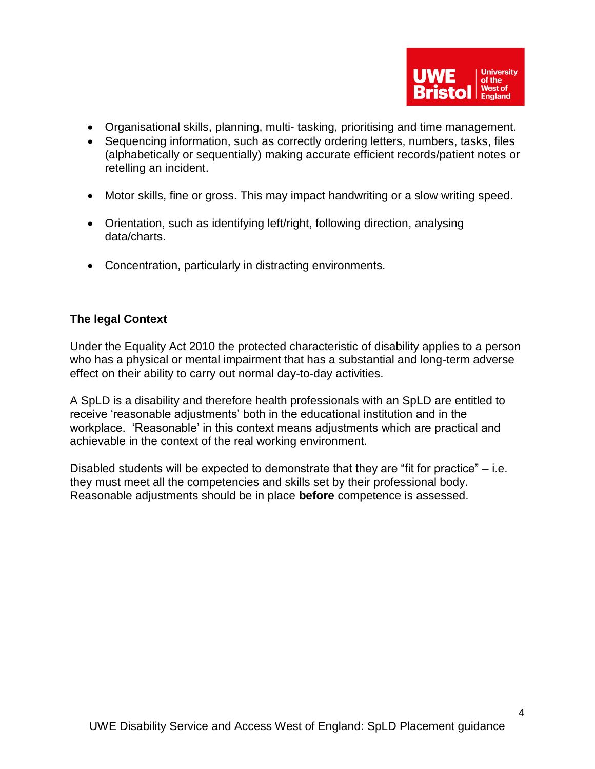- Organisational skills, planning, multi- tasking, prioritising and time management.
- Sequencing information, such as correctly ordering letters, numbers, tasks, files (alphabetically or sequentially) making accurate efficient records/patient notes or retelling an incident.
- Motor skills, fine or gross. This may impact handwriting or a slow writing speed.
- Orientation, such as identifying left/right, following direction, analysing data/charts.
- Concentration, particularly in distracting environments.

### The legal Context

Under the Equality Act 2010 the protected characteristic of disability applies to a person who has a physical or mental impairment that has a substantial and long-term adverse effect on their ability to carry out normal day-to-day activities.

A SpLD is a disability and therefore health professionals with an SpLD are entitled to receive 'reasonable adjustments' both in the educational institution and in the workplace. 'Reasonable' in this context means adjustments which are practical and achievable in the context of the real working environment.

Disabled students will be expected to demonstrate that they are "fit for practice" – i.e. they must meet all the competencies and skills set by their professional body. Reasonable adjustments should be in place **before** competence is assessed.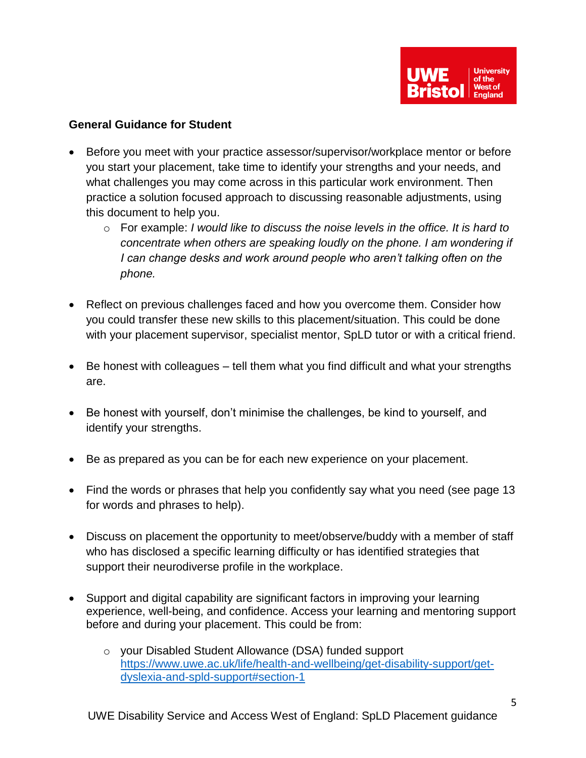**General Guidance for Student**

- Before you meet with your practice assessor/supervisor/workplace mentor or before you start your placement, take time to identify your strengths and your needs, and what challenges you may come across in this particular work environment. Then practice a solution focused approach to discussing reasonable adjustments, using this document to help you.
  - For example: *I would like to discuss the noise levels in the office. It is hard to concentrate when others are speaking loudly on the phone. I am wondering if I can change desks and work around people who aren't talking often on the phone.*

- Reflect on previous challenges faced and how you overcome them. Consider how you could transfer these new skills to this placement/situation. This could be done with your placement supervisor, specialist mentor, SpLD tutor or with a critical friend.

- Be honest with colleagues – tell them what you find difficult and what your strengths are.

- Be honest with yourself, don't minimise the challenges, be kind to yourself, and identify your strengths.

- Be as prepared as you can be for each new experience on your placement.

- Find the words or phrases that help you confidently say what you need (see page 13 for words and phrases to help).

- Discuss on placement the opportunity to meet/observe/buddy with a member of staff who has disclosed a specific learning difficulty or has identified strategies that support their neurodiverse profile in the workplace.

- Support and digital capability are significant factors in improving your learning experience, well-being, and confidence. Access your learning and mentoring support before and during your placement. This could be from:
  - your Disabled Student Allowance (DSA) funded support [https://www.uwe.ac.uk/life/health-and-wellbeing/get-disability-support/get-dyslexia-and-spld-support#section-1](https://www.uwe.ac.uk/life/health-and-wellbeing/get-disability-support/get-dyslexia-and-spld-support#section-1)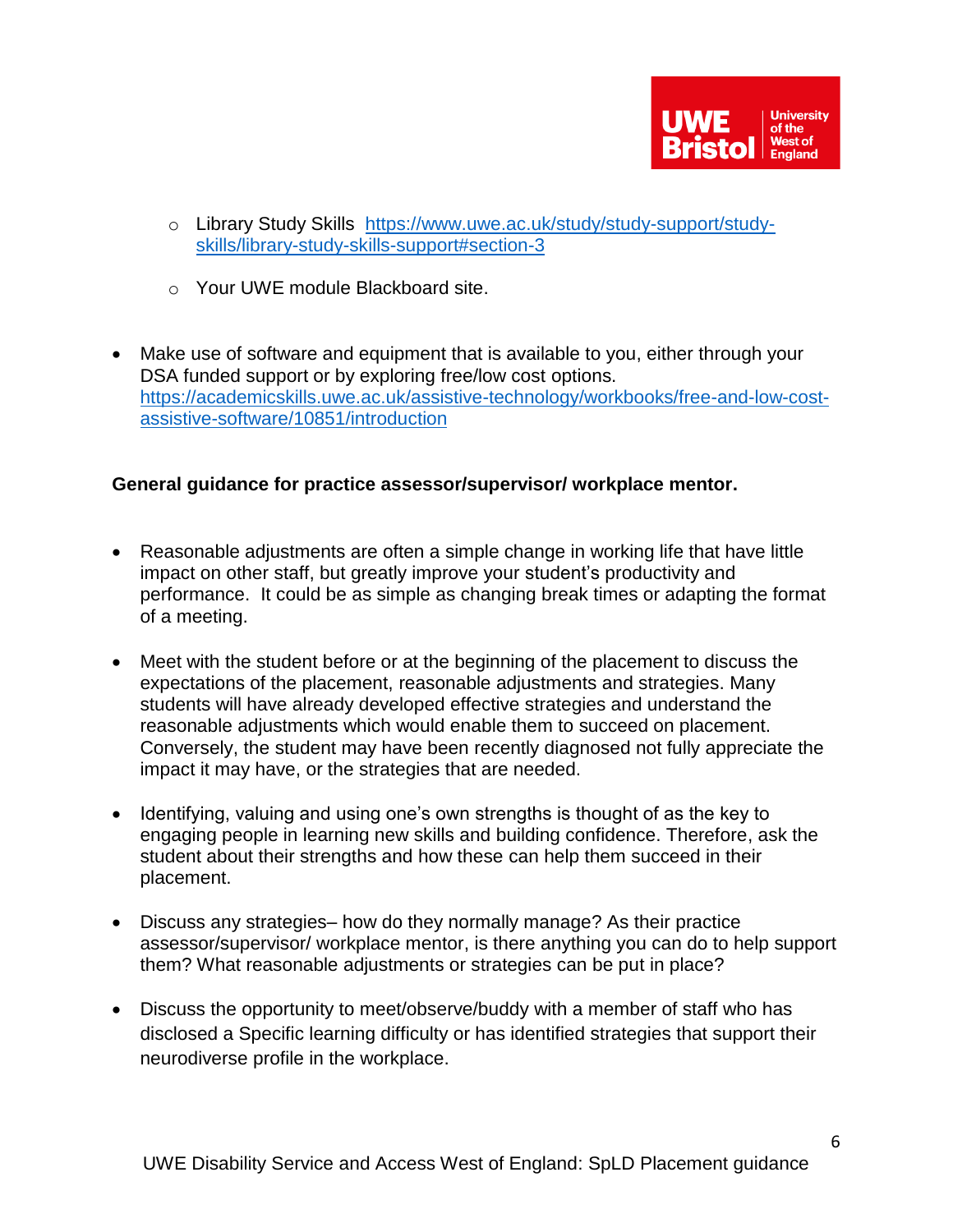- Library Study Skills [https://www.uwe.ac.uk/study/study-support/study-skills/library-study-skills-support#section-3](https://www.uwe.ac.uk/study/study-support/study-skills/library-study-skills-support#section-3)

- Your UWE module Blackboard site.

- Make use of software and equipment that is available to you, either through your DSA funded support or by exploring free/low cost options. [https://academicskills.uwe.ac.uk/assistive-technology/workbooks/free-and-low-cost-assistive-software/10851/introduction](https://academicskills.uwe.ac.uk/assistive-technology/workbooks/free-and-low-cost-assistive-software/10851/introduction)

**General guidance for practice assessor/supervisor/ workplace mentor.**

- Reasonable adjustments are often a simple change in working life that have little impact on other staff, but greatly improve your student's productivity and performance. It could be as simple as changing break times or adapting the format of a meeting.

- Meet with the student before or at the beginning of the placement to discuss the expectations of the placement, reasonable adjustments and strategies. Many students will have already developed effective strategies and understand the reasonable adjustments which would enable them to succeed on placement. Conversely, the student may have been recently diagnosed not fully appreciate the impact it may have, or the strategies that are needed.

- Identifying, valuing and using one's own strengths is thought of as the key to engaging people in learning new skills and building confidence. Therefore, ask the student about their strengths and how these can help them succeed in their placement.

- Discuss any strategies– how do they normally manage? As their practice assessor/supervisor/ workplace mentor, is there anything you can do to help support them? What reasonable adjustments or strategies can be put in place?

- Discuss the opportunity to meet/observe/buddy with a member of staff who has disclosed a Specific learning difficulty or has identified strategies that support their neurodiverse profile in the workplace.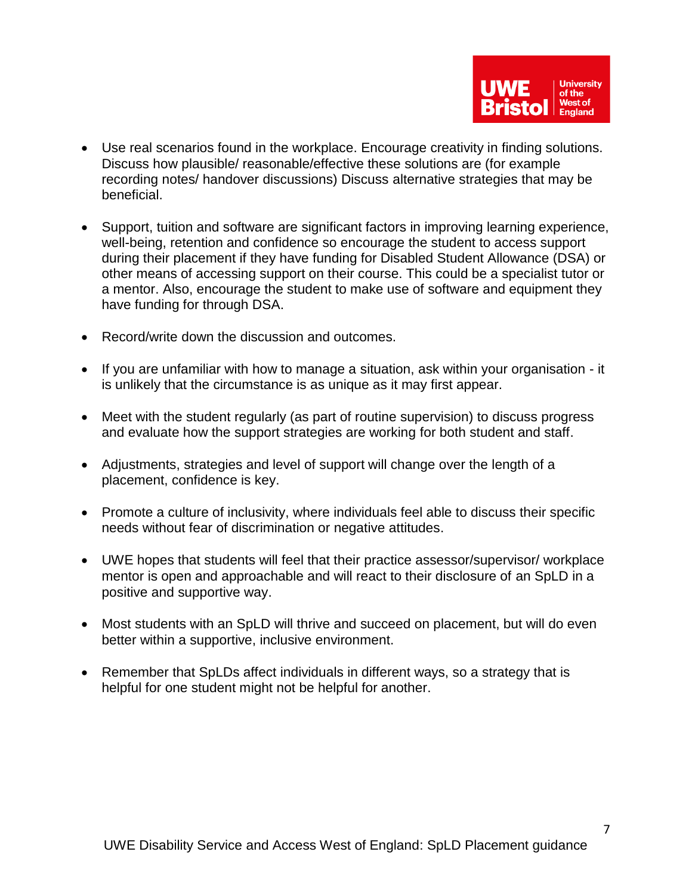- Use real scenarios found in the workplace. Encourage creativity in finding solutions. Discuss how plausible/ reasonable/effective these solutions are (for example recording notes/ handover discussions) Discuss alternative strategies that may be beneficial.

- Support, tuition and software are significant factors in improving learning experience, well-being, retention and confidence so encourage the student to access support during their placement if they have funding for Disabled Student Allowance (DSA) or other means of accessing support on their course. This could be a specialist tutor or a mentor. Also, encourage the student to make use of software and equipment they have funding for through DSA.

- Record/write down the discussion and outcomes.

- If you are unfamiliar with how to manage a situation, ask within your organisation - it is unlikely that the circumstance is as unique as it may first appear.

- Meet with the student regularly (as part of routine supervision) to discuss progress and evaluate how the support strategies are working for both student and staff.

- Adjustments, strategies and level of support will change over the length of a placement, confidence is key.

- Promote a culture of inclusivity, where individuals feel able to discuss their specific needs without fear of discrimination or negative attitudes.

- UWE hopes that students will feel that their practice assessor/supervisor/ workplace mentor is open and approachable and will react to their disclosure of an SpLD in a positive and supportive way.

- Most students with an SpLD will thrive and succeed on placement, but will do even better within a supportive, inclusive environment.

- Remember that SpLDs affect individuals in different ways, so a strategy that is helpful for one student might not be helpful for another.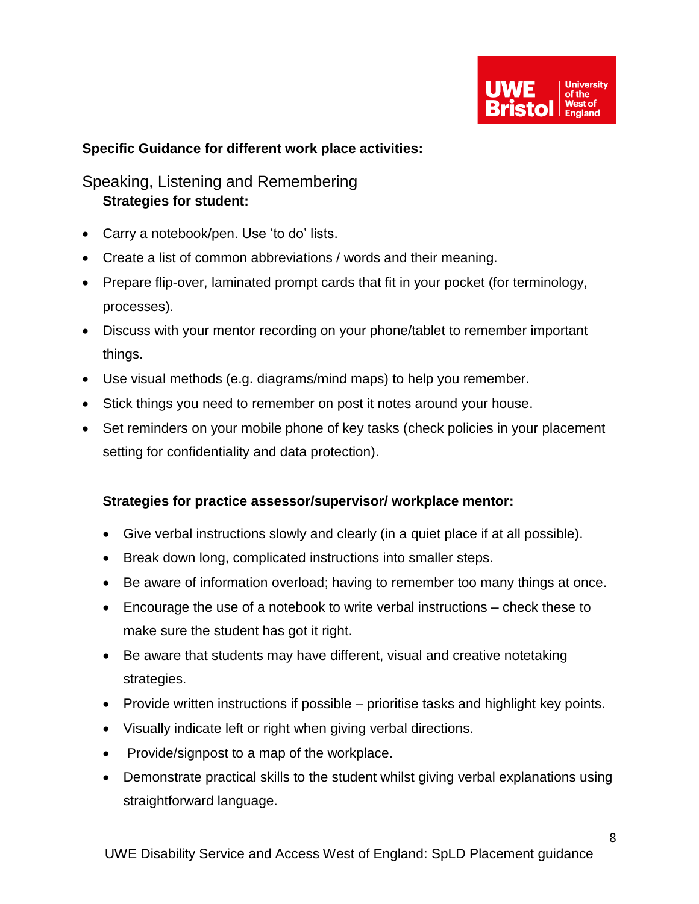**Specific Guidance for different work place activities:**

## Speaking, Listening and Remembering

**Strategies for student:**

- Carry a notebook/pen. Use 'to do' lists.
- Create a list of common abbreviations / words and their meaning.
- Prepare flip-over, laminated prompt cards that fit in your pocket (for terminology, processes).
- Discuss with your mentor recording on your phone/tablet to remember important things.
- Use visual methods (e.g. diagrams/mind maps) to help you remember.
- Stick things you need to remember on post it notes around your house.
- Set reminders on your mobile phone of key tasks (check policies in your placement setting for confidentiality and data protection).

**Strategies for practice assessor/supervisor/ workplace mentor:**

- Give verbal instructions slowly and clearly (in a quiet place if at all possible).
- Break down long, complicated instructions into smaller steps.
- Be aware of information overload; having to remember too many things at once.
- Encourage the use of a notebook to write verbal instructions – check these to make sure the student has got it right.
- Be aware that students may have different, visual and creative notetaking strategies.
- Provide written instructions if possible – prioritise tasks and highlight key points.
- Visually indicate left or right when giving verbal directions.
- Provide/signpost to a map of the workplace.
- Demonstrate practical skills to the student whilst giving verbal explanations using straightforward language.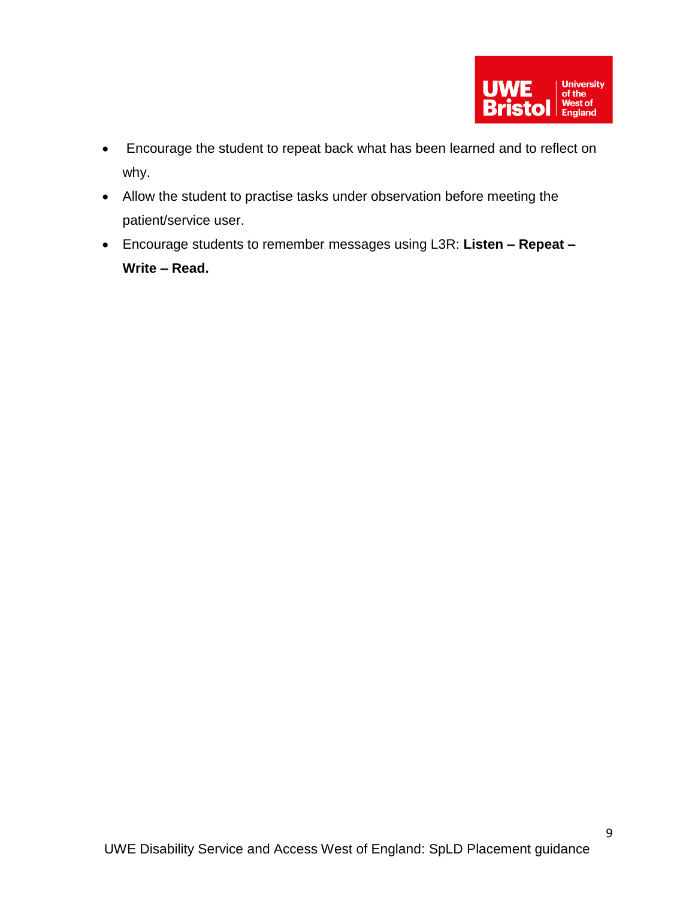- Encourage the student to repeat back what has been learned and to reflect on why.
- Allow the student to practise tasks under observation before meeting the patient/service user.
- Encourage students to remember messages using L3R: **Listen – Repeat – Write – Read.**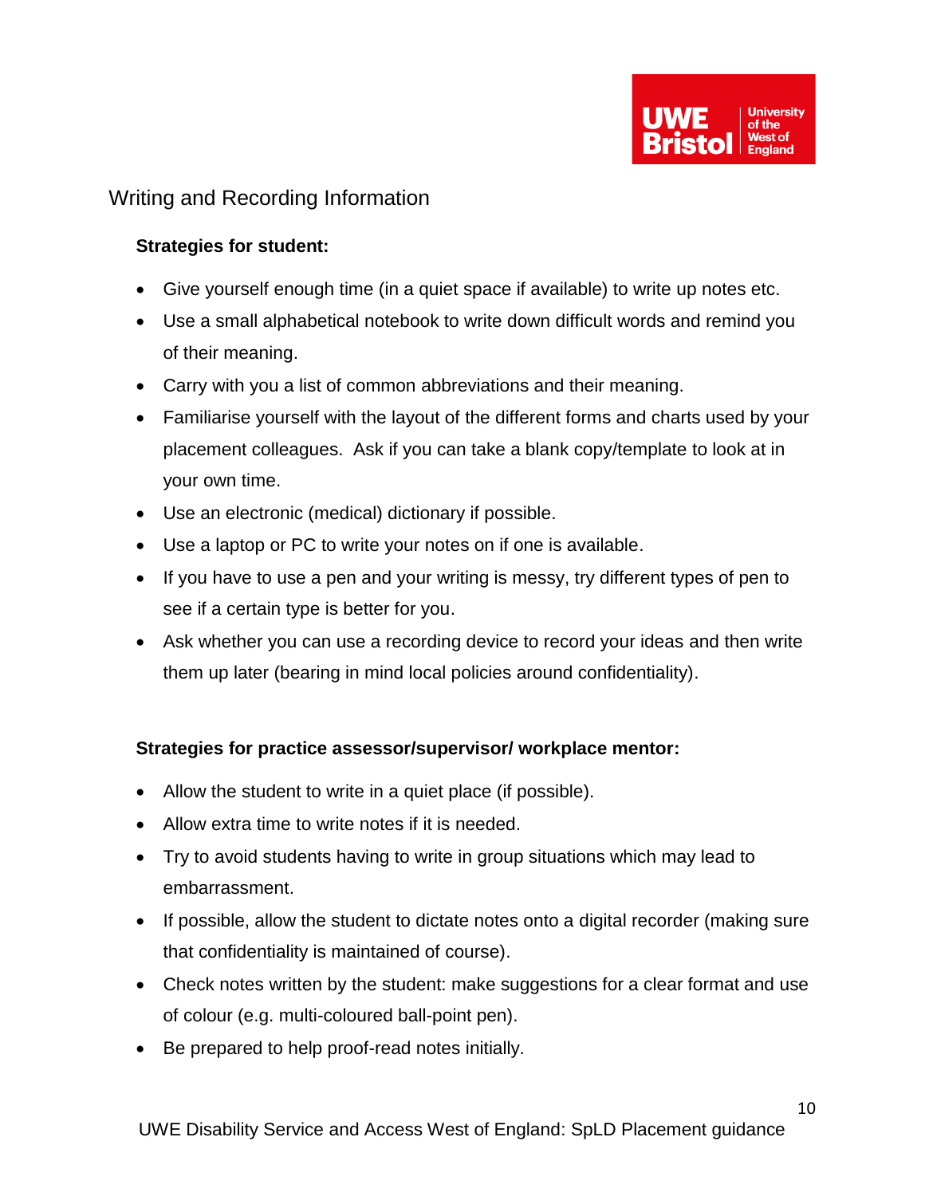## Writing and Recording Information

**Strategies for student:**

- Give yourself enough time (in a quiet space if available) to write up notes etc.
- Use a small alphabetical notebook to write down difficult words and remind you of their meaning.
- Carry with you a list of common abbreviations and their meaning.
- Familiarise yourself with the layout of the different forms and charts used by your placement colleagues. Ask if you can take a blank copy/template to look at in your own time.
- Use an electronic (medical) dictionary if possible.
- Use a laptop or PC to write your notes on if one is available.
- If you have to use a pen and your writing is messy, try different types of pen to see if a certain type is better for you.
- Ask whether you can use a recording device to record your ideas and then write them up later (bearing in mind local policies around confidentiality).

**Strategies for practice assessor/supervisor/ workplace mentor:**

- Allow the student to write in a quiet place (if possible).
- Allow extra time to write notes if it is needed.
- Try to avoid students having to write in group situations which may lead to embarrassment.
- If possible, allow the student to dictate notes onto a digital recorder (making sure that confidentiality is maintained of course).
- Check notes written by the student: make suggestions for a clear format and use of colour (e.g. multi-coloured ball-point pen).
- Be prepared to help proof-read notes initially.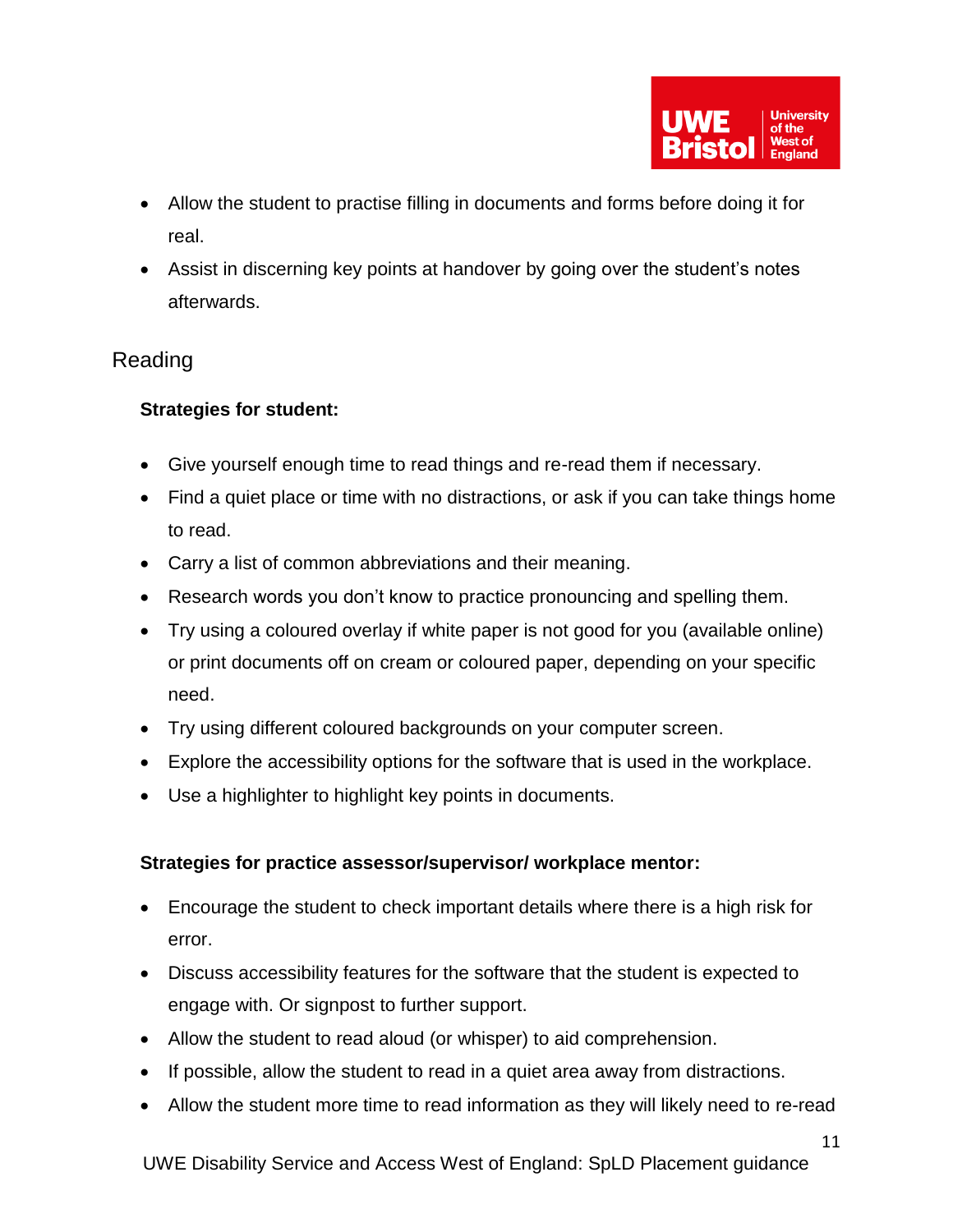- Allow the student to practise filling in documents and forms before doing it for real.
- Assist in discerning key points at handover by going over the student's notes afterwards.

## Reading

**Strategies for student:**

- Give yourself enough time to read things and re-read them if necessary.
- Find a quiet place or time with no distractions, or ask if you can take things home to read.
- Carry a list of common abbreviations and their meaning.
- Research words you don't know to practice pronouncing and spelling them.
- Try using a coloured overlay if white paper is not good for you (available online) or print documents off on cream or coloured paper, depending on your specific need.
- Try using different coloured backgrounds on your computer screen.
- Explore the accessibility options for the software that is used in the workplace.
- Use a highlighter to highlight key points in documents.

**Strategies for practice assessor/supervisor/ workplace mentor:**

- Encourage the student to check important details where there is a high risk for error.
- Discuss accessibility features for the software that the student is expected to engage with. Or signpost to further support.
- Allow the student to read aloud (or whisper) to aid comprehension.
- If possible, allow the student to read in a quiet area away from distractions.
- Allow the student more time to read information as they will likely need to re-read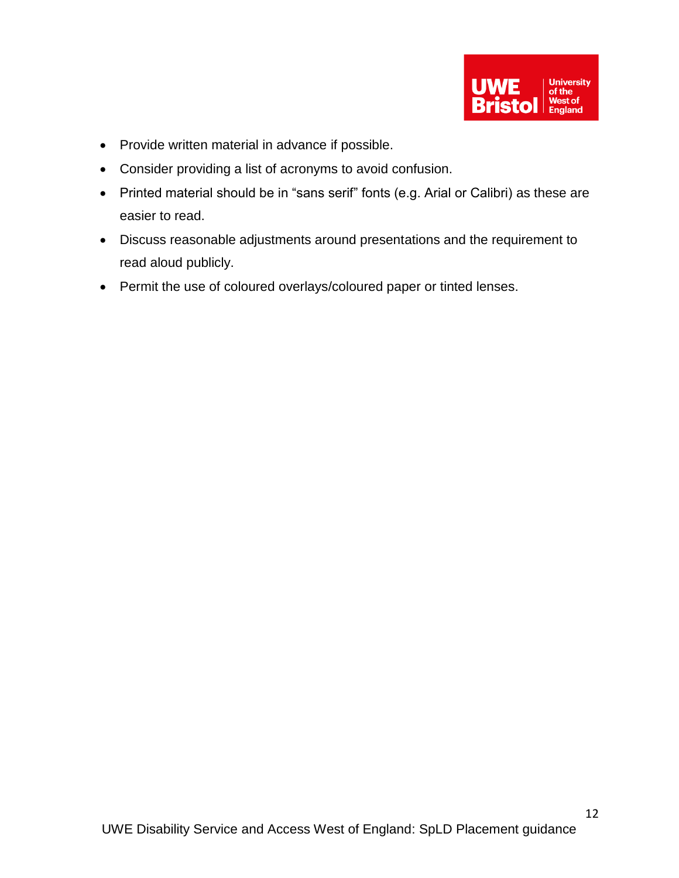- Provide written material in advance if possible.
- Consider providing a list of acronyms to avoid confusion.
- Printed material should be in "sans serif" fonts (e.g. Arial or Calibri) as these are easier to read.
- Discuss reasonable adjustments around presentations and the requirement to read aloud publicly.
- Permit the use of coloured overlays/coloured paper or tinted lenses.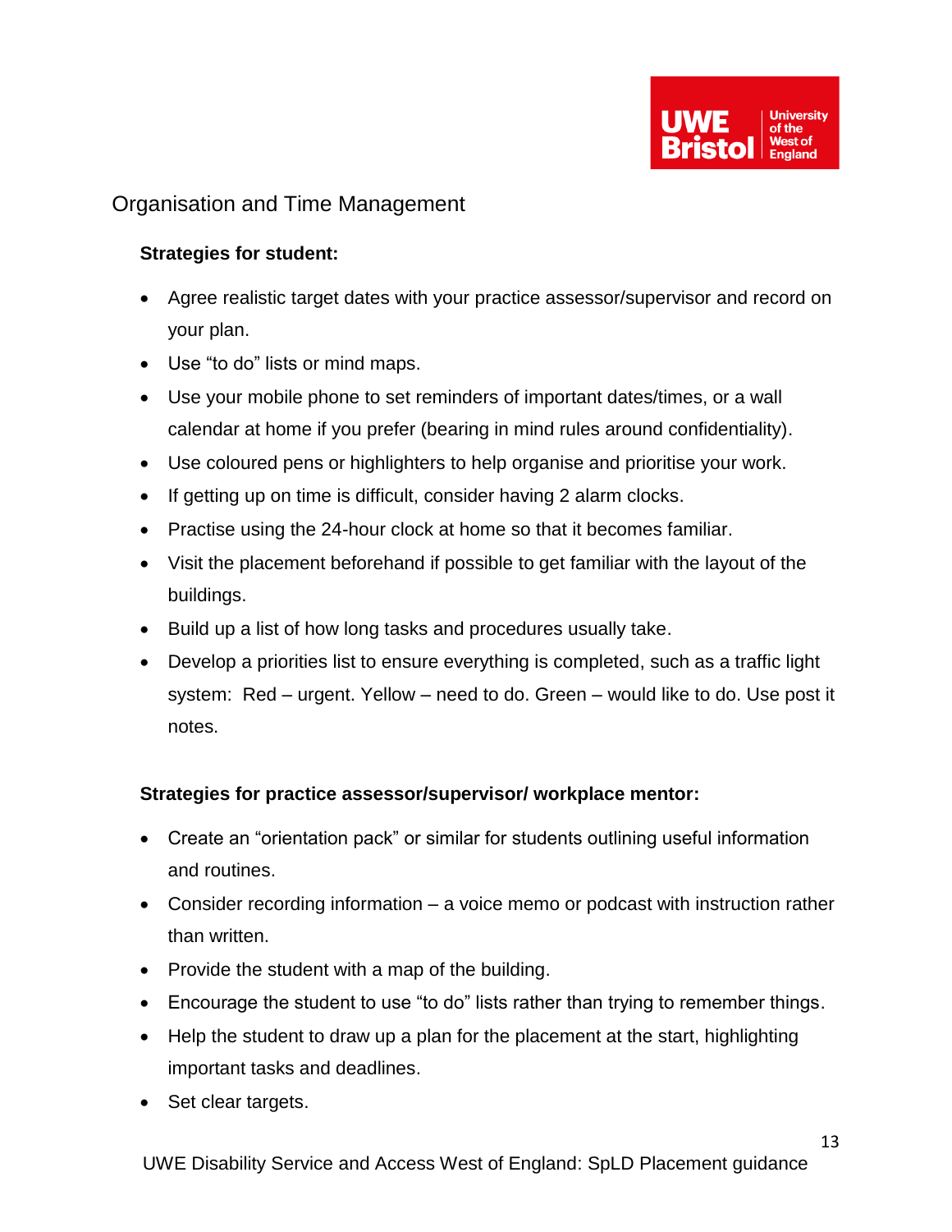## Organisation and Time Management

**Strategies for student:**

- Agree realistic target dates with your practice assessor/supervisor and record on your plan.
- Use "to do" lists or mind maps.
- Use your mobile phone to set reminders of important dates/times, or a wall calendar at home if you prefer (bearing in mind rules around confidentiality).
- Use coloured pens or highlighters to help organise and prioritise your work.
- If getting up on time is difficult, consider having 2 alarm clocks.
- Practise using the 24-hour clock at home so that it becomes familiar.
- Visit the placement beforehand if possible to get familiar with the layout of the buildings.
- Build up a list of how long tasks and procedures usually take.
- Develop a priorities list to ensure everything is completed, such as a traffic light system: Red – urgent. Yellow – need to do. Green – would like to do. Use post it notes.

**Strategies for practice assessor/supervisor/ workplace mentor:**

- Create an "orientation pack" or similar for students outlining useful information and routines.
- Consider recording information – a voice memo or podcast with instruction rather than written.
- Provide the student with a map of the building.
- Encourage the student to use "to do" lists rather than trying to remember things.
- Help the student to draw up a plan for the placement at the start, highlighting important tasks and deadlines.
- Set clear targets.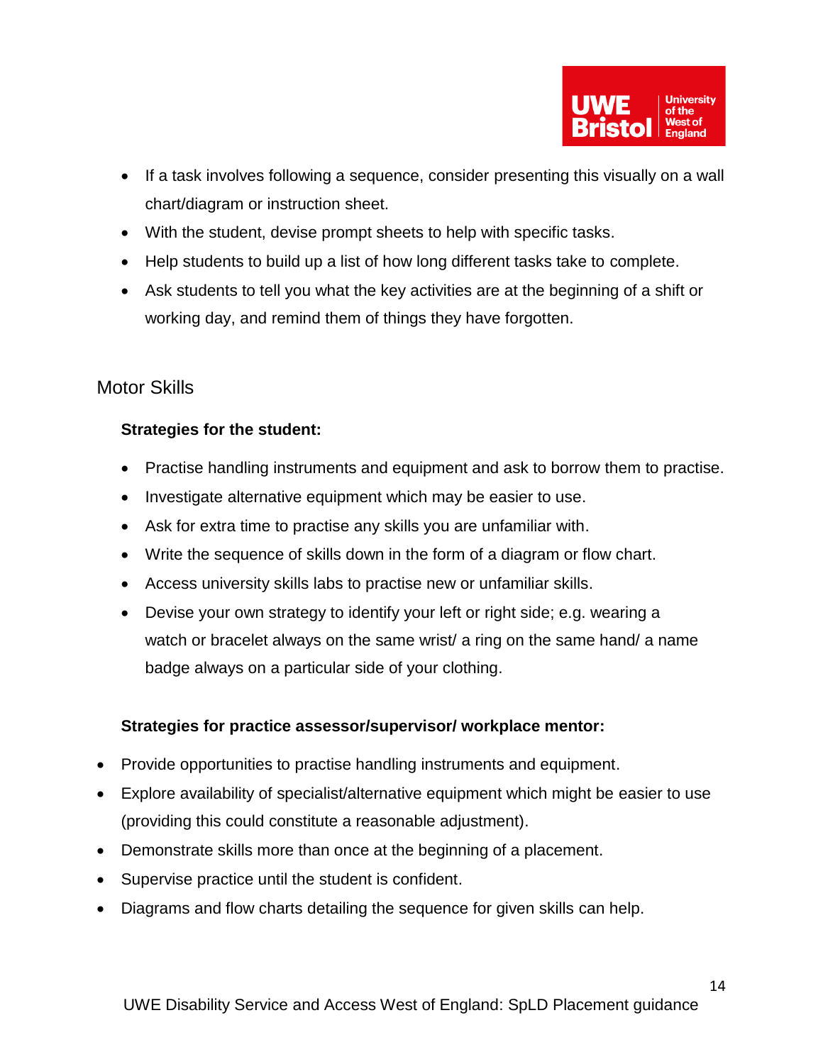- If a task involves following a sequence, consider presenting this visually on a wall chart/diagram or instruction sheet.
- With the student, devise prompt sheets to help with specific tasks.
- Help students to build up a list of how long different tasks take to complete.
- Ask students to tell you what the key activities are at the beginning of a shift or working day, and remind them of things they have forgotten.

## Motor Skills

**Strategies for the student:**

- Practise handling instruments and equipment and ask to borrow them to practise.
- Investigate alternative equipment which may be easier to use.
- Ask for extra time to practise any skills you are unfamiliar with.
- Write the sequence of skills down in the form of a diagram or flow chart.
- Access university skills labs to practise new or unfamiliar skills.
- Devise your own strategy to identify your left or right side; e.g. wearing a watch or bracelet always on the same wrist/ a ring on the same hand/ a name badge always on a particular side of your clothing.

**Strategies for practice assessor/supervisor/ workplace mentor:**

- Provide opportunities to practise handling instruments and equipment.
- Explore availability of specialist/alternative equipment which might be easier to use (providing this could constitute a reasonable adjustment).
- Demonstrate skills more than once at the beginning of a placement.
- Supervise practice until the student is confident.
- Diagrams and flow charts detailing the sequence for given skills can help.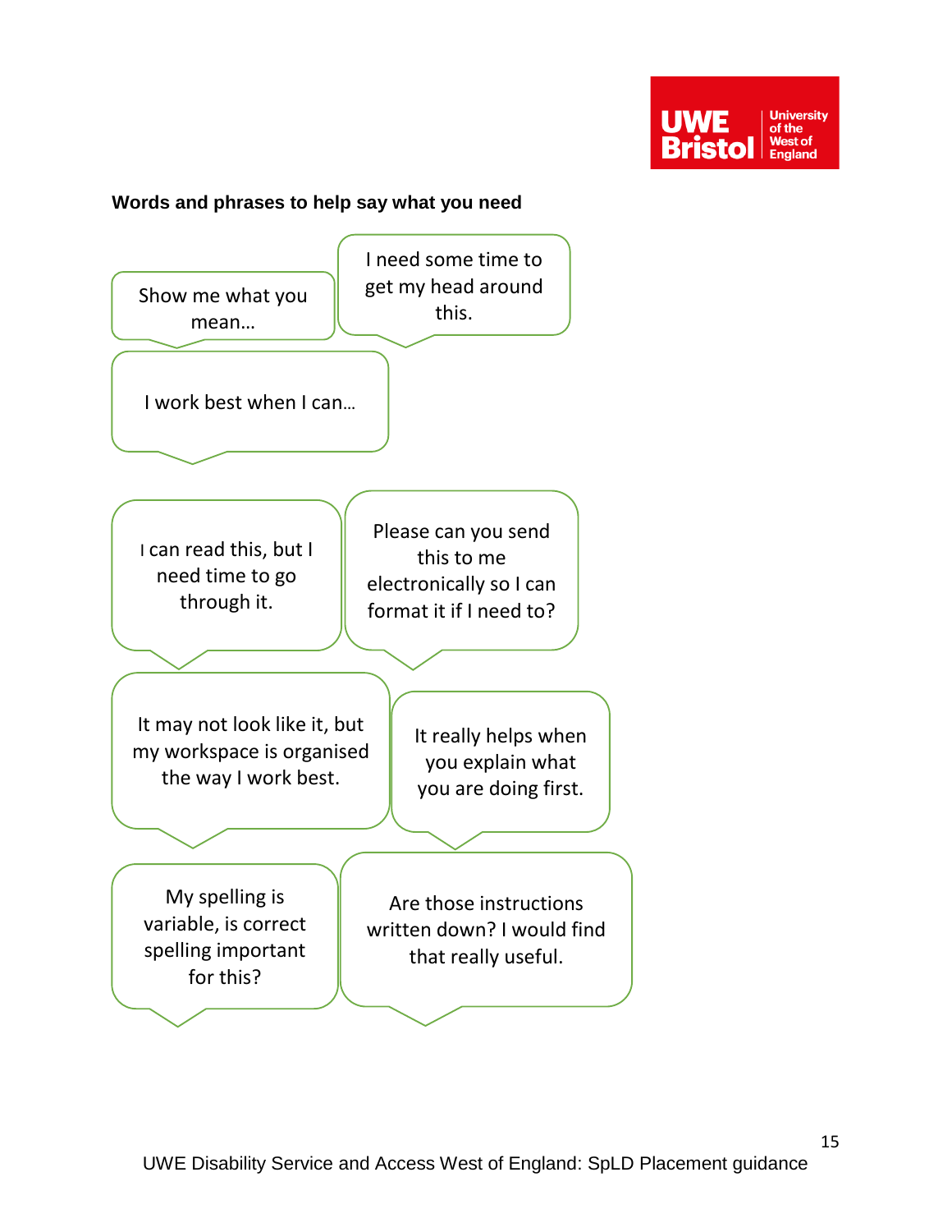**Words and phrases to help say what you need**

- Show me what you mean…
- I need some time to get my head around this.
- I work best when I can…
- I can read this, but I need time to go through it.
- Please can you send this to me electronically so I can format it if I need to?
- It may not look like it, but my workspace is organised the way I work best.
- It really helps when you explain what you are doing first.
- My spelling is variable, is correct spelling important for this?
- Are those instructions written down? I would find that really useful.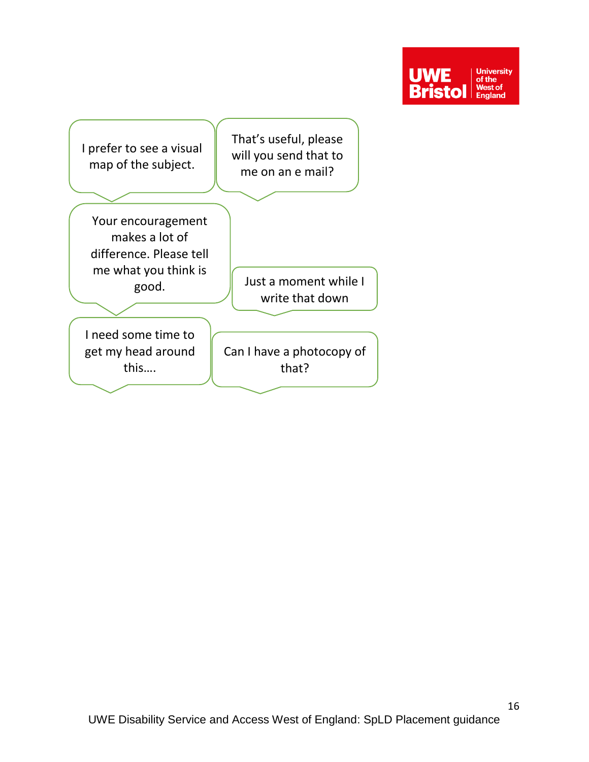I prefer to see a visual map of the subject.

That's useful, please will you send that to me on an e mail?

Your encouragement makes a lot of difference. Please tell me what you think is good.

Just a moment while I write that down

I need some time to get my head around this….

Can I have a photocopy of that?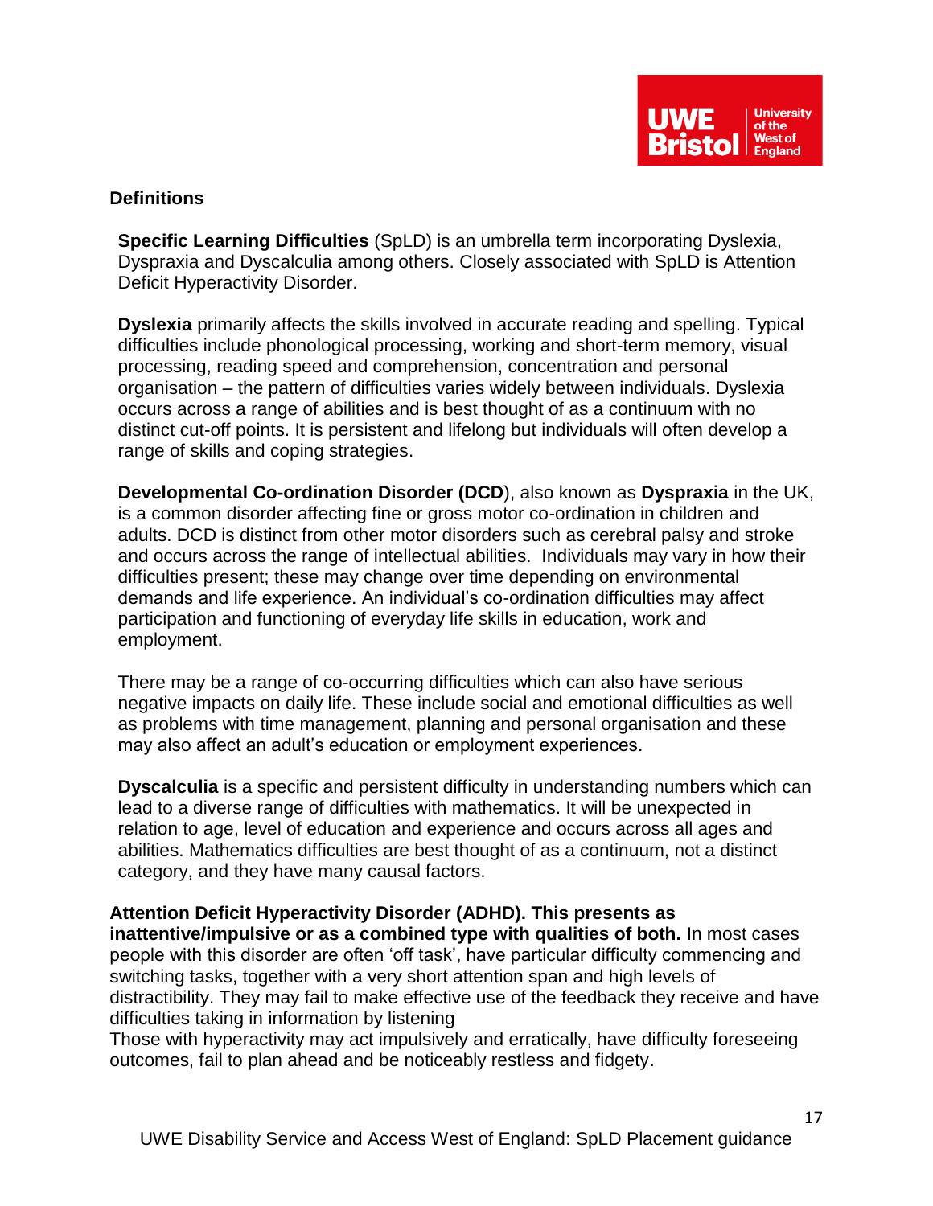## Definitions

**Specific Learning Difficulties** (SpLD) is an umbrella term incorporating Dyslexia, Dyspraxia and Dyscalculia among others. Closely associated with SpLD is Attention Deficit Hyperactivity Disorder.

**Dyslexia** primarily affects the skills involved in accurate reading and spelling. Typical difficulties include phonological processing, working and short-term memory, visual processing, reading speed and comprehension, concentration and personal organisation – the pattern of difficulties varies widely between individuals. Dyslexia occurs across a range of abilities and is best thought of as a continuum with no distinct cut-off points. It is persistent and lifelong but individuals will often develop a range of skills and coping strategies.

**Developmental Co-ordination Disorder (DCD**), also known as **Dyspraxia** in the UK, is a common disorder affecting fine or gross motor co-ordination in children and adults. DCD is distinct from other motor disorders such as cerebral palsy and stroke and occurs across the range of intellectual abilities. Individuals may vary in how their difficulties present; these may change over time depending on environmental demands and life experience. An individual's co-ordination difficulties may affect participation and functioning of everyday life skills in education, work and employment.

There may be a range of co-occurring difficulties which can also have serious negative impacts on daily life. These include social and emotional difficulties as well as problems with time management, planning and personal organisation and these may also affect an adult's education or employment experiences.

**Dyscalculia** is a specific and persistent difficulty in understanding numbers which can lead to a diverse range of difficulties with mathematics. It will be unexpected in relation to age, level of education and experience and occurs across all ages and abilities. Mathematics difficulties are best thought of as a continuum, not a distinct category, and they have many causal factors.

**Attention Deficit Hyperactivity Disorder (ADHD). This presents as inattentive/impulsive or as a combined type with qualities of both.** In most cases people with this disorder are often 'off task', have particular difficulty commencing and switching tasks, together with a very short attention span and high levels of distractibility. They may fail to make effective use of the feedback they receive and have difficulties taking in information by listening

Those with hyperactivity may act impulsively and erratically, have difficulty foreseeing outcomes, fail to plan ahead and be noticeably restless and fidgety.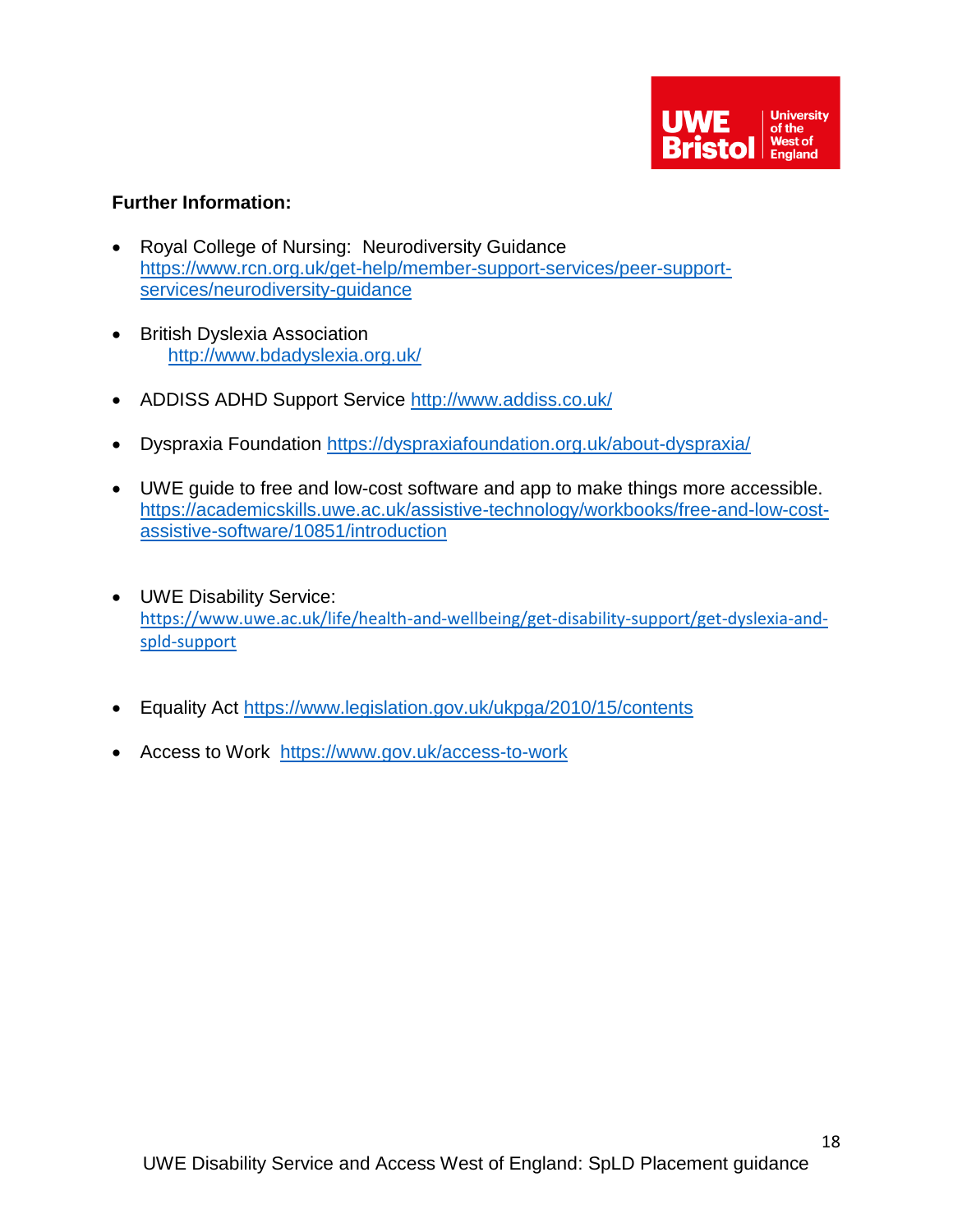**Further Information:**

- Royal College of Nursing: Neurodiversity Guidance https://www.rcn.org.uk/get-help/member-support-services/peer-support-services/neurodiversity-guidance

- British Dyslexia Association http://www.bdadyslexia.org.uk/

- ADDISS ADHD Support Service http://www.addiss.co.uk/

- Dyspraxia Foundation https://dyspraxiafoundation.org.uk/about-dyspraxia/

- UWE guide to free and low-cost software and app to make things more accessible. https://academicskills.uwe.ac.uk/assistive-technology/workbooks/free-and-low-cost-assistive-software/10851/introduction

- UWE Disability Service: https://www.uwe.ac.uk/life/health-and-wellbeing/get-disability-support/get-dyslexia-and-spld-support

- Equality Act https://www.legislation.gov.uk/ukpga/2010/15/contents

- Access to Work https://www.gov.uk/access-to-work